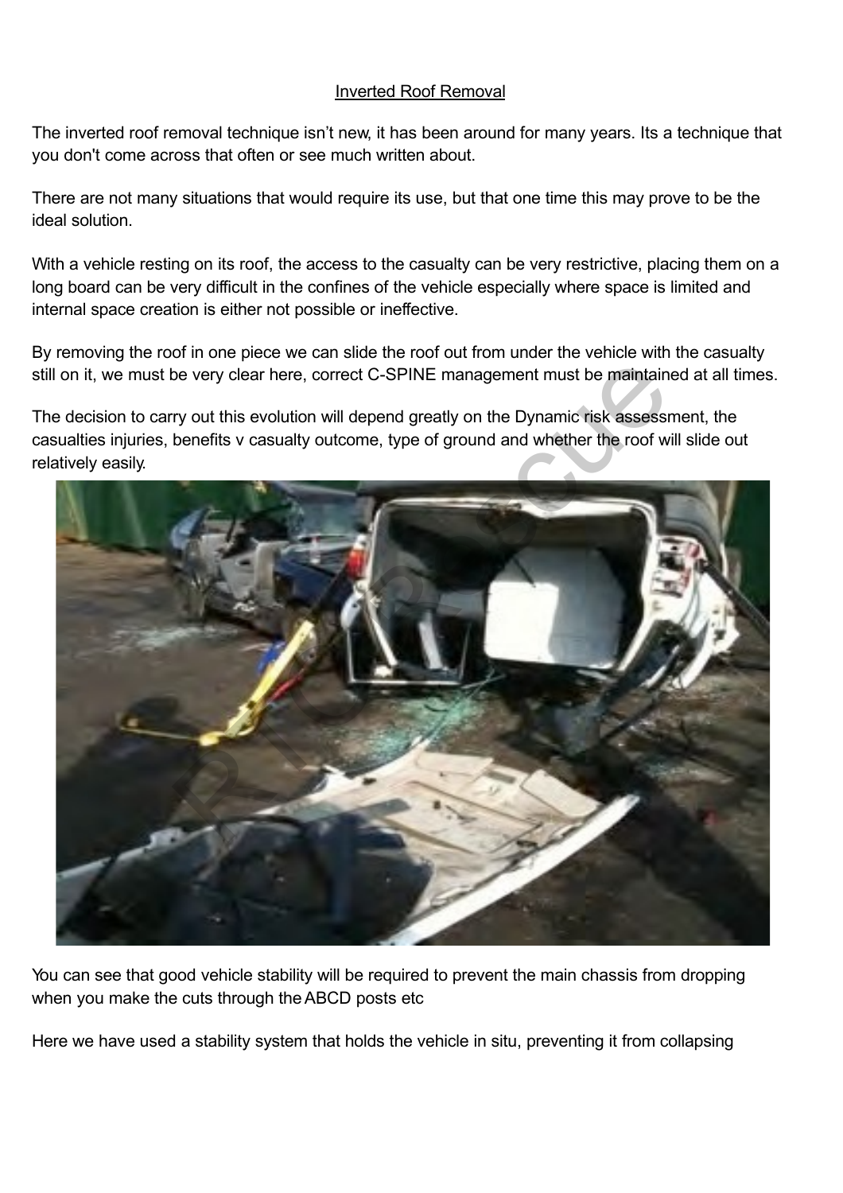# Inverted Roof Removal

The inverted roof removal technique isn't new, it has been around for many years. Its a technique that you don't come across that often or see much written about.

There are not many situations that would require its use, but that one time this may prove to be the ideal solution.

With a vehicle resting on its roof, the access to the casualty can be very restrictive, placing them on a long board can be very difficult in the confines of the vehicle especially where space is limited and internal space creation is either not possible or ineffective.

By removing the roof in one piece we can slide the roof out from under the vehicle with the casualty still on it, we must be very clear here, correct C-SPINE management must be maintained at all times.

The decision to carry out this evolution will depend greatly on the Dynamic risk assessment, the casualties injuries, benefits v casualty outcome, type of ground and whether the roof will slide out relatively easily.

You can see that good vehicle stability will be required to prevent the main chassis from dropping when you make the cuts through the ABCD posts etc

Here we have used a stability system that holds the vehicle in situ, preventing it from collapsing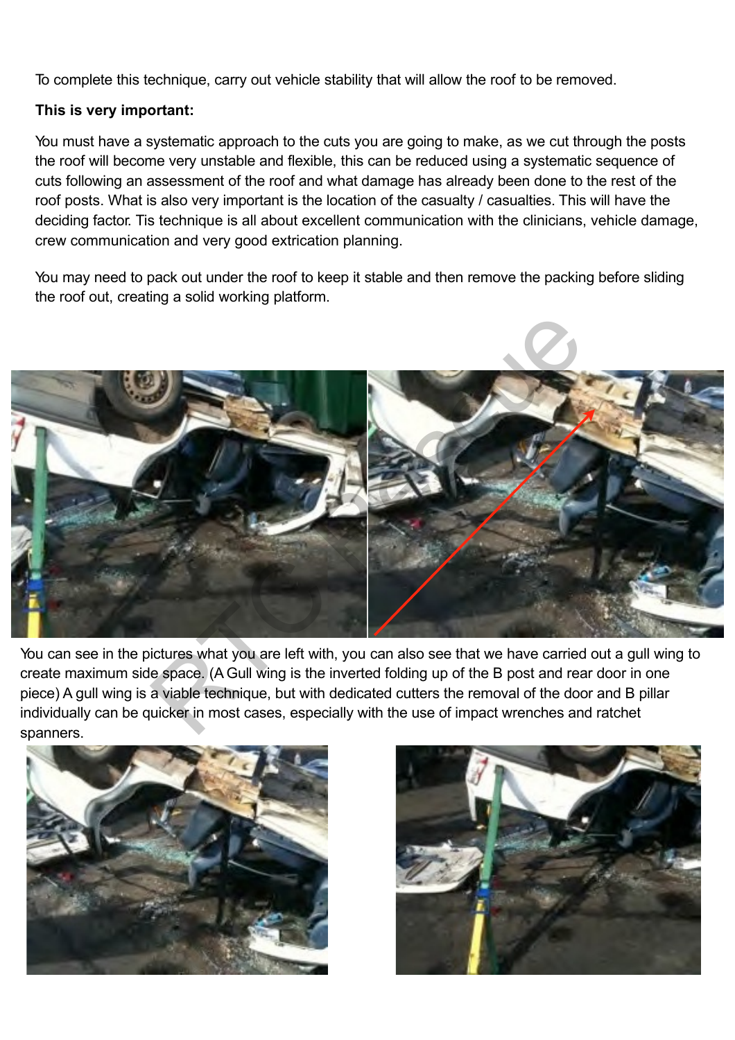To complete this technique, carry out vehicle stability that will allow the roof to be removed.

**This is very important:**

You must have a systematic approach to the cuts you are going to make, as we cut through the posts the roof will become very unstable and flexible, this can be reduced using a systematic sequence of cuts following an assessment of the roof and what damage has already been done to the rest of the roof posts. What is also very important is the location of the casualty / casualties. This will have the deciding factor. Tis technique is all about excellent communication with the clinicians, vehicle damage, crew communication and very good extrication planning.

You may need to pack out under the roof to keep it stable and then remove the packing before sliding the roof out, creating a solid working platform.

You can see in the pictures what you are left with, you can also see that we have carried out a gull wing to create maximum side space. (A Gull wing is the inverted folding up of the B post and rear door in one piece) A gull wing is a viable technique, but with dedicated cutters the removal of the door and B pillar individually can be quicker in most cases, especially with the use of impact wrenches and ratchet spanners.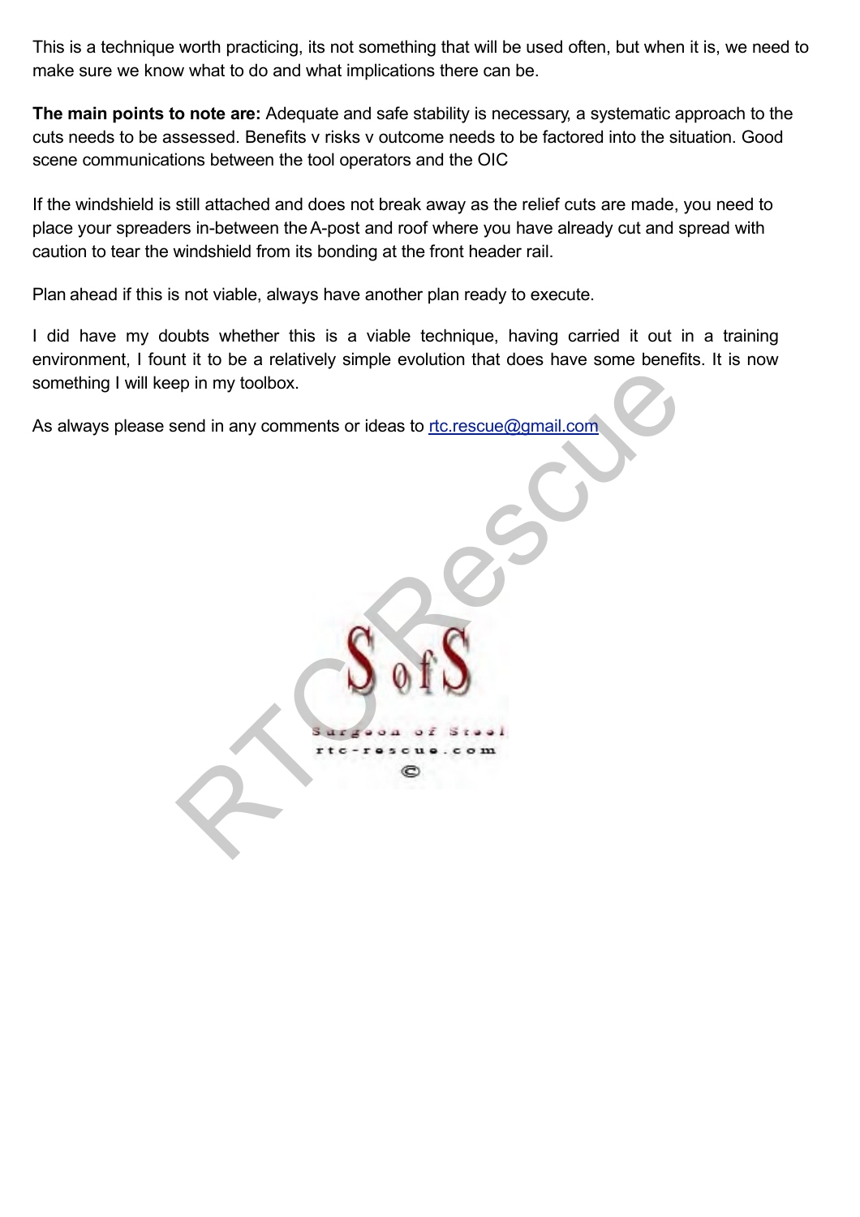This is a technique worth practicing, its not something that will be used often, but when it is, we need to make sure we know what to do and what implications there can be.

**The main points to note are:** Adequate and safe stability is necessary, a systematic approach to the cuts needs to be assessed. Benefits v risks v outcome needs to be factored into the situation. Good scene communications between the tool operators and the OIC

If the windshield is still attached and does not break away as the relief cuts are made, you need to place your spreaders in-between the A-post and roof where you have already cut and spread with caution to tear the windshield from its bonding at the front header rail.

Plan ahead if this is not viable, always have another plan ready to execute.

I did have my doubts whether this is a viable technique, having carried it out in a training environment, I fount it to be a relatively simple evolution that does have some benefits. It is now something I will keep in my toolbox.

As always please send in any comments or ideas to rtc.rescue@gmail.com

S of S

Surgeon of Steel

rtc-rescue.com

©